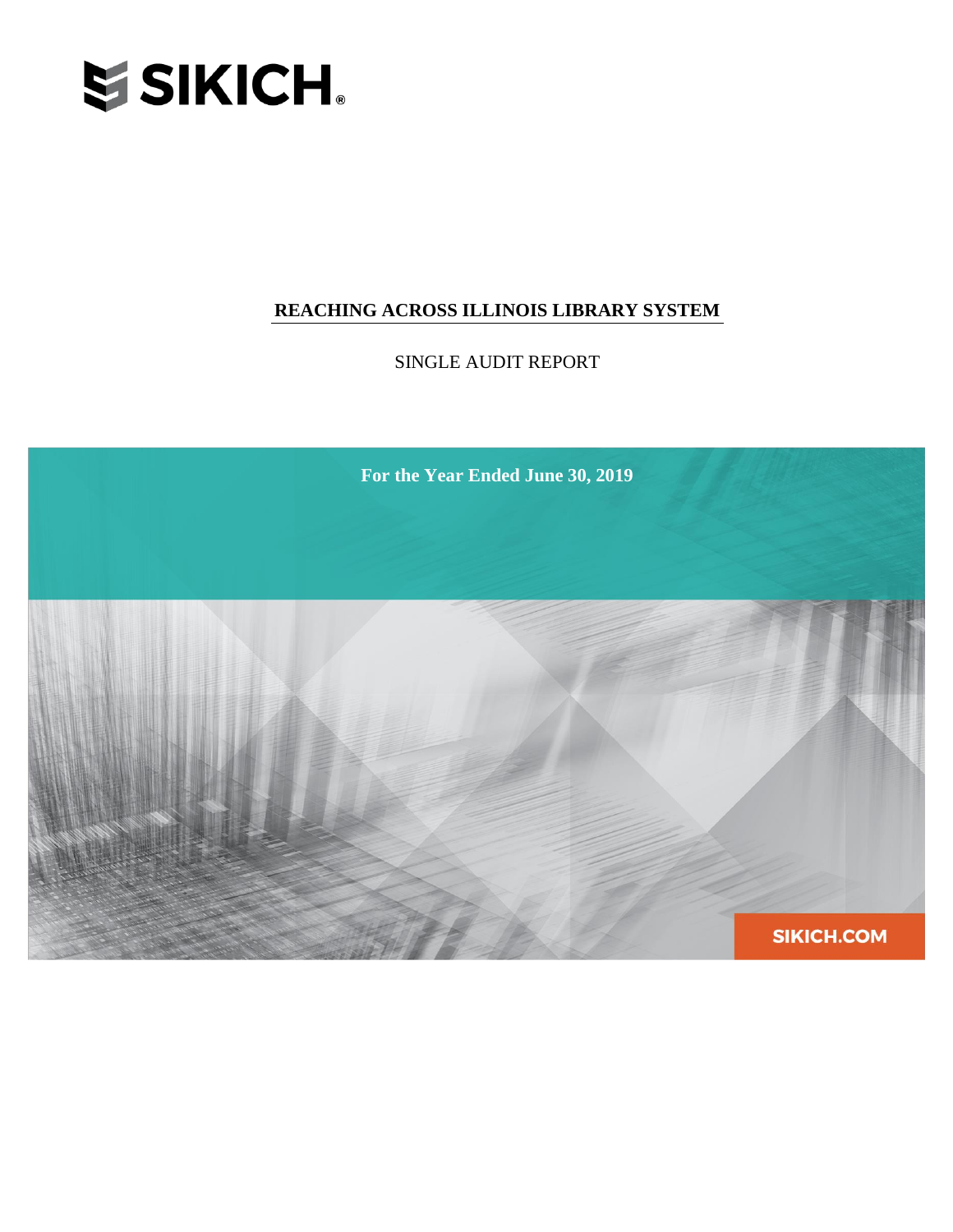SIKICH.

# REACHING ACROSS ILLINOIS LIBRARY SYSTEM

SINGLE AUDIT REPORT

**For the Year Ended June 30, 2019**

SIKICH.COM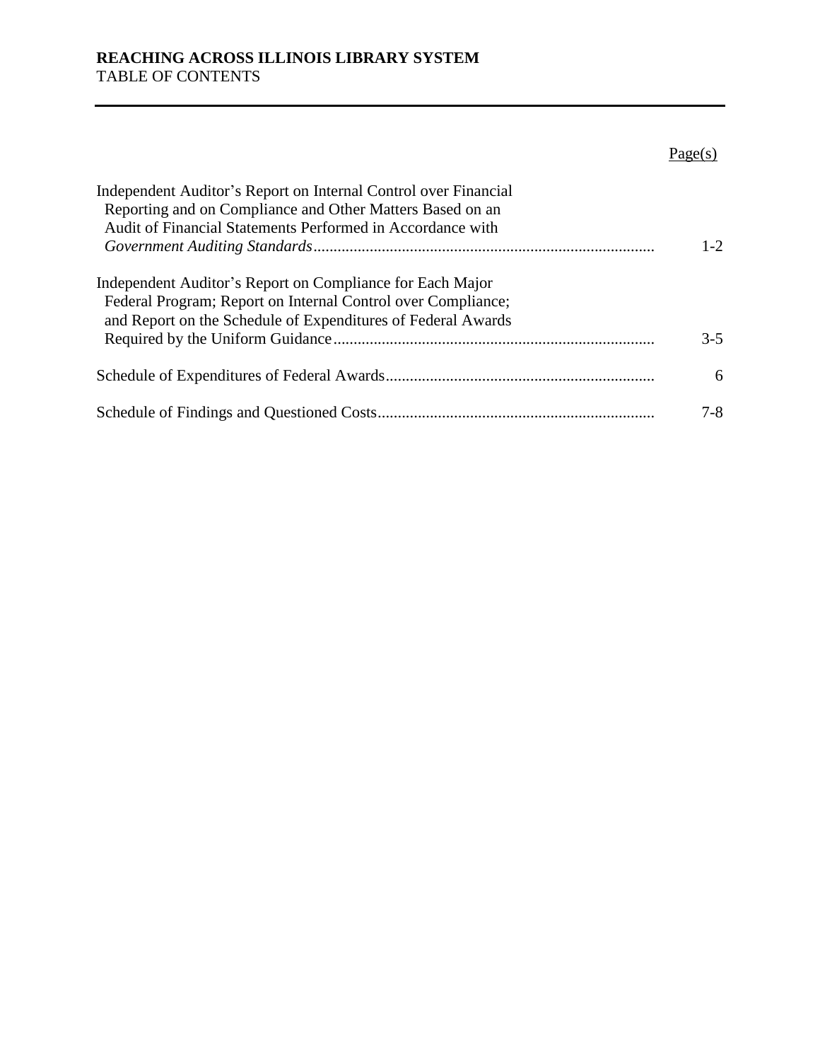**REACHING ACROSS ILLINOIS LIBRARY SYSTEM**
TABLE OF CONTENTS

| | Page(s) |
|---|---|
| Independent Auditor's Report on Internal Control over Financial Reporting and on Compliance and Other Matters Based on an Audit of Financial Statements Performed in Accordance with *Government Auditing Standards* | 1-2 |
| Independent Auditor's Report on Compliance for Each Major Federal Program; Report on Internal Control over Compliance; and Report on the Schedule of Expenditures of Federal Awards Required by the Uniform Guidance | 3-5 |
| Schedule of Expenditures of Federal Awards | 6 |
| Schedule of Findings and Questioned Costs | 7-8 |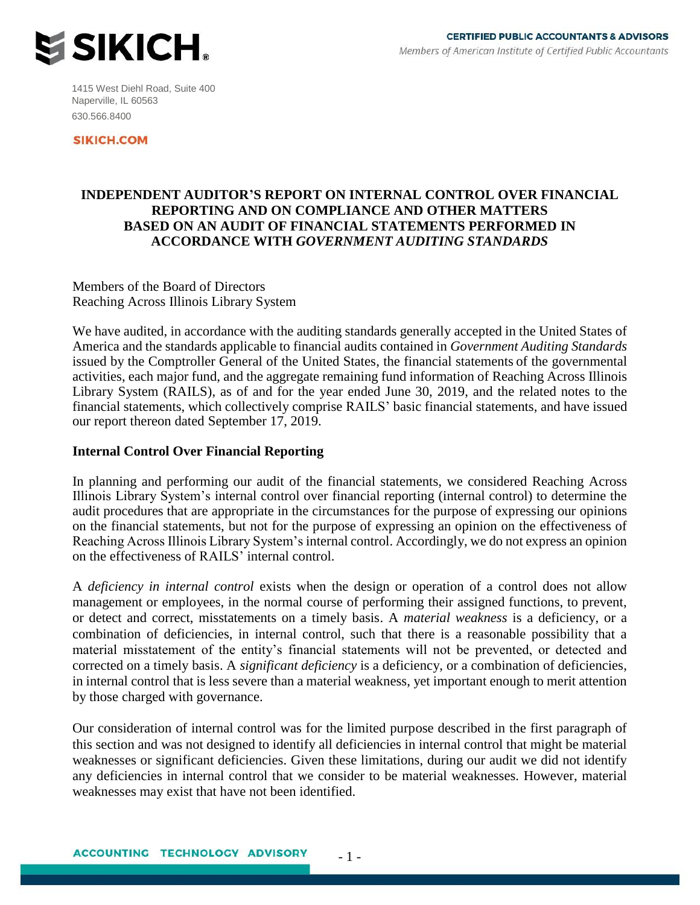**SIKICH.**

**CERTIFIED PUBLIC ACCOUNTANTS & ADVISORS**
*Members of American Institute of Certified Public Accountants*

1415 West Diehl Road, Suite 400
Naperville, IL 60563
630.566.8400

**SIKICH.COM**

# INDEPENDENT AUDITOR'S REPORT ON INTERNAL CONTROL OVER FINANCIAL REPORTING AND ON COMPLIANCE AND OTHER MATTERS BASED ON AN AUDIT OF FINANCIAL STATEMENTS PERFORMED IN ACCORDANCE WITH *GOVERNMENT AUDITING STANDARDS*

Members of the Board of Directors
Reaching Across Illinois Library System

We have audited, in accordance with the auditing standards generally accepted in the United States of America and the standards applicable to financial audits contained in *Government Auditing Standards* issued by the Comptroller General of the United States, the financial statements of the governmental activities, each major fund, and the aggregate remaining fund information of Reaching Across Illinois Library System (RAILS), as of and for the year ended June 30, 2019, and the related notes to the financial statements, which collectively comprise RAILS' basic financial statements, and have issued our report thereon dated September 17, 2019.

## Internal Control Over Financial Reporting

In planning and performing our audit of the financial statements, we considered Reaching Across Illinois Library System's internal control over financial reporting (internal control) to determine the audit procedures that are appropriate in the circumstances for the purpose of expressing our opinions on the financial statements, but not for the purpose of expressing an opinion on the effectiveness of Reaching Across Illinois Library System's internal control. Accordingly, we do not express an opinion on the effectiveness of RAILS' internal control.

A *deficiency in internal control* exists when the design or operation of a control does not allow management or employees, in the normal course of performing their assigned functions, to prevent, or detect and correct, misstatements on a timely basis. A *material weakness* is a deficiency, or a combination of deficiencies, in internal control, such that there is a reasonable possibility that a material misstatement of the entity's financial statements will not be prevented, or detected and corrected on a timely basis. A *significant deficiency* is a deficiency, or a combination of deficiencies, in internal control that is less severe than a material weakness, yet important enough to merit attention by those charged with governance.

Our consideration of internal control was for the limited purpose described in the first paragraph of this section and was not designed to identify all deficiencies in internal control that might be material weaknesses or significant deficiencies. Given these limitations, during our audit we did not identify any deficiencies in internal control that we consider to be material weaknesses. However, material weaknesses may exist that have not been identified.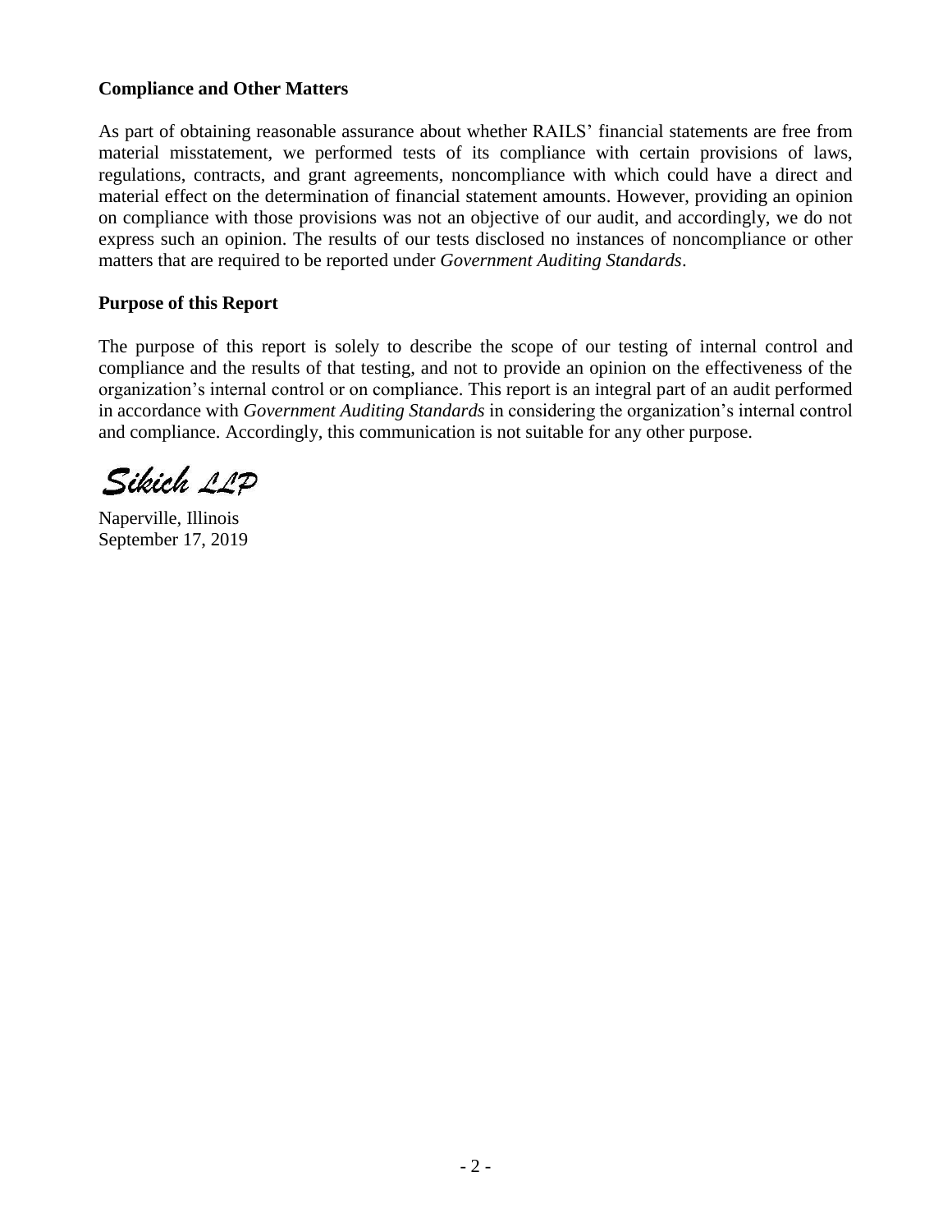**Compliance and Other Matters**

As part of obtaining reasonable assurance about whether RAILS' financial statements are free from material misstatement, we performed tests of its compliance with certain provisions of laws, regulations, contracts, and grant agreements, noncompliance with which could have a direct and material effect on the determination of financial statement amounts. However, providing an opinion on compliance with those provisions was not an objective of our audit, and accordingly, we do not express such an opinion. The results of our tests disclosed no instances of noncompliance or other matters that are required to be reported under *Government Auditing Standards*.

**Purpose of this Report**

The purpose of this report is solely to describe the scope of our testing of internal control and compliance and the results of that testing, and not to provide an opinion on the effectiveness of the organization's internal control or on compliance. This report is an integral part of an audit performed in accordance with *Government Auditing Standards* in considering the organization's internal control and compliance. Accordingly, this communication is not suitable for any other purpose.

*Sikich LLP*

Naperville, Illinois
September 17, 2019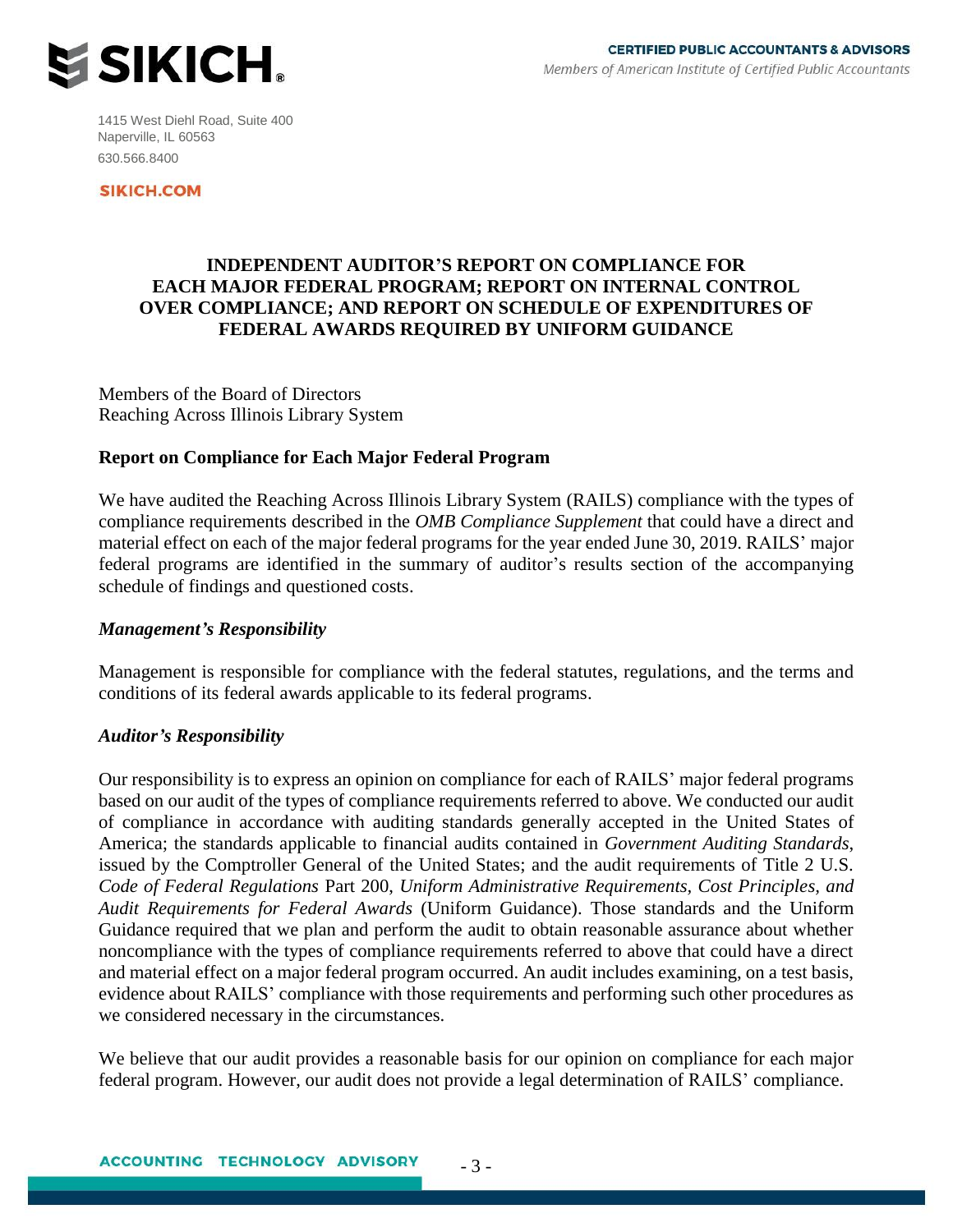**SIKICH.**

**CERTIFIED PUBLIC ACCOUNTANTS & ADVISORS**
*Members of American Institute of Certified Public Accountants*

1415 West Diehl Road, Suite 400
Naperville, IL 60563
630.566.8400

**SIKICH.COM**

# INDEPENDENT AUDITOR'S REPORT ON COMPLIANCE FOR EACH MAJOR FEDERAL PROGRAM; REPORT ON INTERNAL CONTROL OVER COMPLIANCE; AND REPORT ON SCHEDULE OF EXPENDITURES OF FEDERAL AWARDS REQUIRED BY UNIFORM GUIDANCE

Members of the Board of Directors
Reaching Across Illinois Library System

## Report on Compliance for Each Major Federal Program

We have audited the Reaching Across Illinois Library System (RAILS) compliance with the types of compliance requirements described in the *OMB Compliance Supplement* that could have a direct and material effect on each of the major federal programs for the year ended June 30, 2019. RAILS' major federal programs are identified in the summary of auditor's results section of the accompanying schedule of findings and questioned costs.

### *Management's Responsibility*

Management is responsible for compliance with the federal statutes, regulations, and the terms and conditions of its federal awards applicable to its federal programs.

### *Auditor's Responsibility*

Our responsibility is to express an opinion on compliance for each of RAILS' major federal programs based on our audit of the types of compliance requirements referred to above. We conducted our audit of compliance in accordance with auditing standards generally accepted in the United States of America; the standards applicable to financial audits contained in *Government Auditing Standards*, issued by the Comptroller General of the United States; and the audit requirements of Title 2 U.S. *Code of Federal Regulations* Part 200, *Uniform Administrative Requirements, Cost Principles, and Audit Requirements for Federal Awards* (Uniform Guidance). Those standards and the Uniform Guidance required that we plan and perform the audit to obtain reasonable assurance about whether noncompliance with the types of compliance requirements referred to above that could have a direct and material effect on a major federal program occurred. An audit includes examining, on a test basis, evidence about RAILS' compliance with those requirements and performing such other procedures as we considered necessary in the circumstances.

We believe that our audit provides a reasonable basis for our opinion on compliance for each major federal program. However, our audit does not provide a legal determination of RAILS' compliance.

**ACCOUNTING TECHNOLOGY ADVISORY**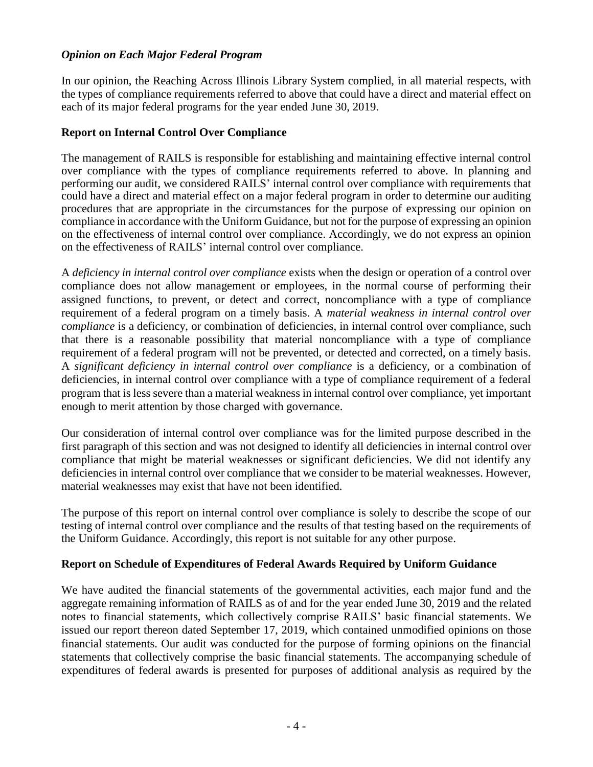### *Opinion on Each Major Federal Program*

In our opinion, the Reaching Across Illinois Library System complied, in all material respects, with the types of compliance requirements referred to above that could have a direct and material effect on each of its major federal programs for the year ended June 30, 2019.

### **Report on Internal Control Over Compliance**

The management of RAILS is responsible for establishing and maintaining effective internal control over compliance with the types of compliance requirements referred to above. In planning and performing our audit, we considered RAILS' internal control over compliance with requirements that could have a direct and material effect on a major federal program in order to determine our auditing procedures that are appropriate in the circumstances for the purpose of expressing our opinion on compliance in accordance with the Uniform Guidance, but not for the purpose of expressing an opinion on the effectiveness of internal control over compliance. Accordingly, we do not express an opinion on the effectiveness of RAILS' internal control over compliance.

A *deficiency in internal control over compliance* exists when the design or operation of a control over compliance does not allow management or employees, in the normal course of performing their assigned functions, to prevent, or detect and correct, noncompliance with a type of compliance requirement of a federal program on a timely basis. A *material weakness in internal control over compliance* is a deficiency, or combination of deficiencies, in internal control over compliance, such that there is a reasonable possibility that material noncompliance with a type of compliance requirement of a federal program will not be prevented, or detected and corrected, on a timely basis. A *significant deficiency in internal control over compliance* is a deficiency, or a combination of deficiencies, in internal control over compliance with a type of compliance requirement of a federal program that is less severe than a material weakness in internal control over compliance, yet important enough to merit attention by those charged with governance.

Our consideration of internal control over compliance was for the limited purpose described in the first paragraph of this section and was not designed to identify all deficiencies in internal control over compliance that might be material weaknesses or significant deficiencies. We did not identify any deficiencies in internal control over compliance that we consider to be material weaknesses. However, material weaknesses may exist that have not been identified.

The purpose of this report on internal control over compliance is solely to describe the scope of our testing of internal control over compliance and the results of that testing based on the requirements of the Uniform Guidance. Accordingly, this report is not suitable for any other purpose.

### **Report on Schedule of Expenditures of Federal Awards Required by Uniform Guidance**

We have audited the financial statements of the governmental activities, each major fund and the aggregate remaining information of RAILS as of and for the year ended June 30, 2019 and the related notes to financial statements, which collectively comprise RAILS' basic financial statements. We issued our report thereon dated September 17, 2019, which contained unmodified opinions on those financial statements. Our audit was conducted for the purpose of forming opinions on the financial statements that collectively comprise the basic financial statements. The accompanying schedule of expenditures of federal awards is presented for purposes of additional analysis as required by the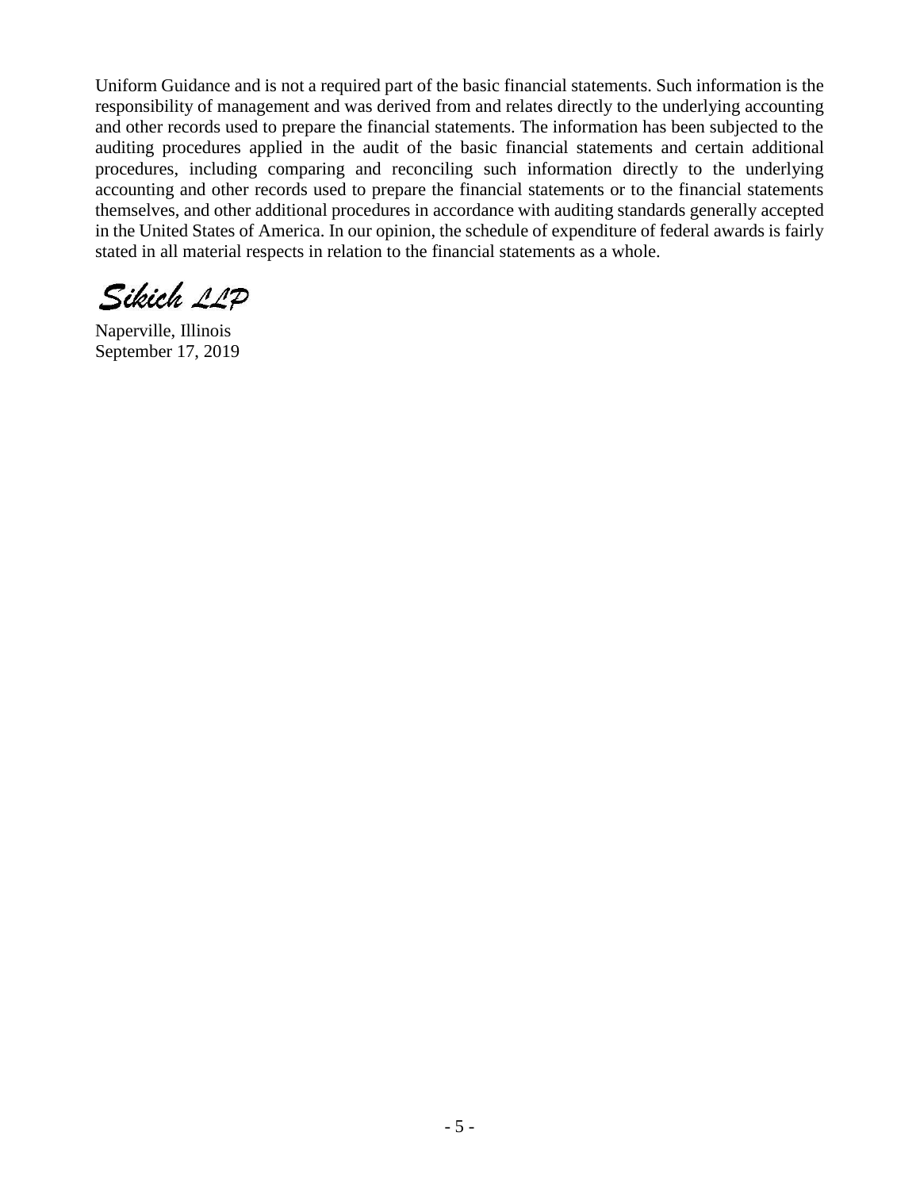Uniform Guidance and is not a required part of the basic financial statements. Such information is the responsibility of management and was derived from and relates directly to the underlying accounting and other records used to prepare the financial statements. The information has been subjected to the auditing procedures applied in the audit of the basic financial statements and certain additional procedures, including comparing and reconciling such information directly to the underlying accounting and other records used to prepare the financial statements or to the financial statements themselves, and other additional procedures in accordance with auditing standards generally accepted in the United States of America. In our opinion, the schedule of expenditure of federal awards is fairly stated in all material respects in relation to the financial statements as a whole.

*Sikich LLP*

Naperville, Illinois
September 17, 2019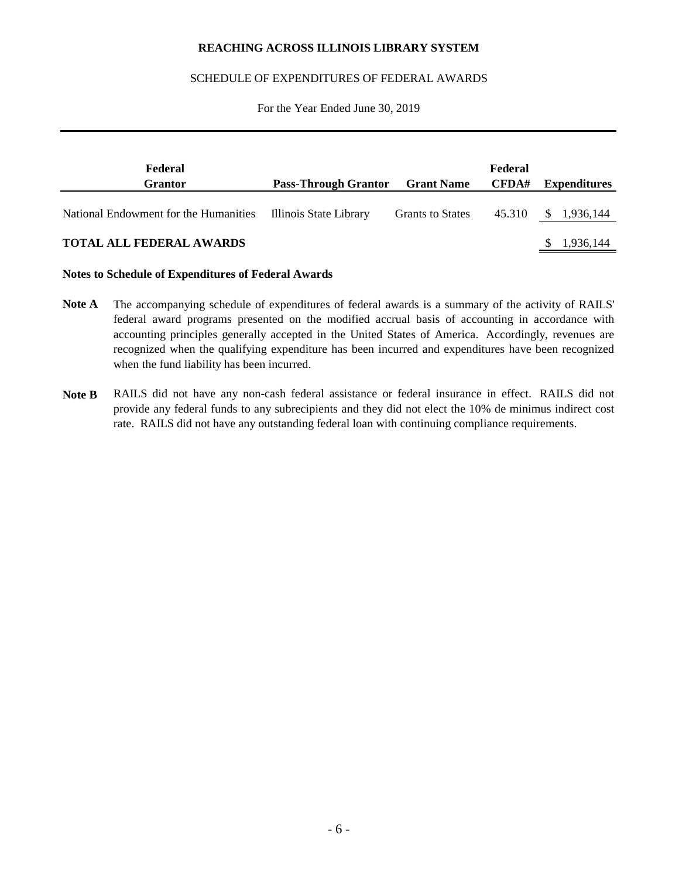# REACHING ACROSS ILLINOIS LIBRARY SYSTEM

## SCHEDULE OF EXPENDITURES OF FEDERAL AWARDS

For the Year Ended June 30, 2019

| Federal Grantor | Pass-Through Grantor | Grant Name | Federal CFDA# | Expenditures |
|---|---|---|---|---|
| National Endowment for the Humanities | Illinois State Library | Grants to States | 45.310 | $ 1,936,144 |
| **TOTAL ALL FEDERAL AWARDS** | | | | $ 1,936,144 |

**Notes to Schedule of Expenditures of Federal Awards**

**Note A** The accompanying schedule of expenditures of federal awards is a summary of the activity of RAILS' federal award programs presented on the modified accrual basis of accounting in accordance with accounting principles generally accepted in the United States of America. Accordingly, revenues are recognized when the qualifying expenditure has been incurred and expenditures have been recognized when the fund liability has been incurred.

**Note B** RAILS did not have any non-cash federal assistance or federal insurance in effect. RAILS did not provide any federal funds to any subrecipients and they did not elect the 10% de minimus indirect cost rate. RAILS did not have any outstanding federal loan with continuing compliance requirements.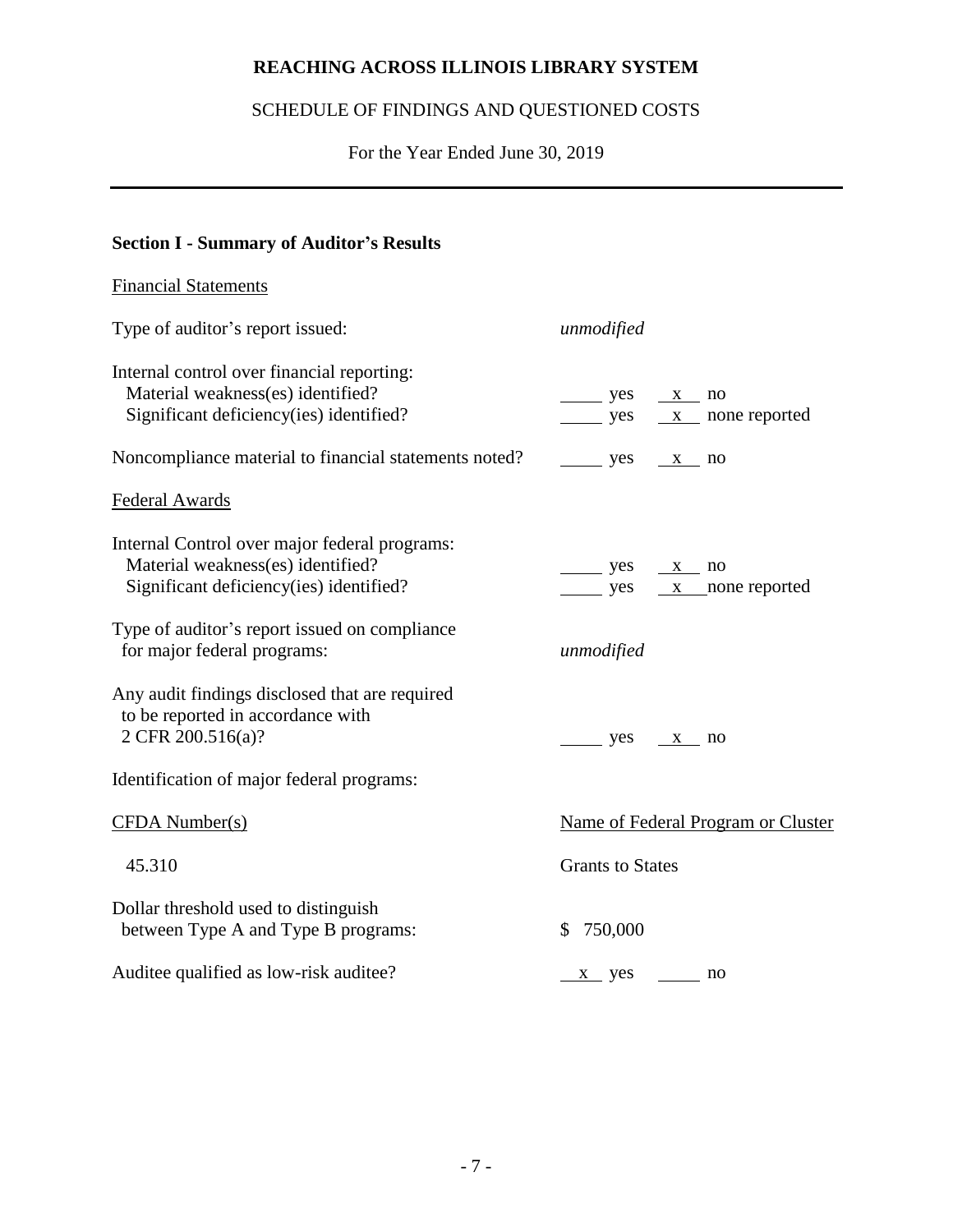# REACHING ACROSS ILLINOIS LIBRARY SYSTEM

SCHEDULE OF FINDINGS AND QUESTIONED COSTS

For the Year Ended June 30, 2019

---

### Section I - Summary of Auditor's Results

Financial Statements

| | |
|---|---|
| Type of auditor's report issued: | *unmodified* |
| Internal control over financial reporting: | |
| Material weakness(es) identified? | ____ yes __x__ no |
| Significant deficiency(ies) identified? | ____ yes __x__ none reported |
| Noncompliance material to financial statements noted? | ____ yes __x__ no |

Federal Awards

| | |
|---|---|
| Internal Control over major federal programs: | |
| Material weakness(es) identified? | ____ yes __x__ no |
| Significant deficiency(ies) identified? | ____ yes __x__ none reported |
| Type of auditor's report issued on compliance for major federal programs: | *unmodified* |
| Any audit findings disclosed that are required to be reported in accordance with 2 CFR 200.516(a)? | ____ yes __x__ no |

Identification of major federal programs:

| CFDA Number(s) | Name of Federal Program or Cluster |
|---|---|
| 45.310 | Grants to States |

| | |
|---|---|
| Dollar threshold used to distinguish between Type A and Type B programs: | $ 750,000 |
| Auditee qualified as low-risk auditee? | __x__ yes ____ no |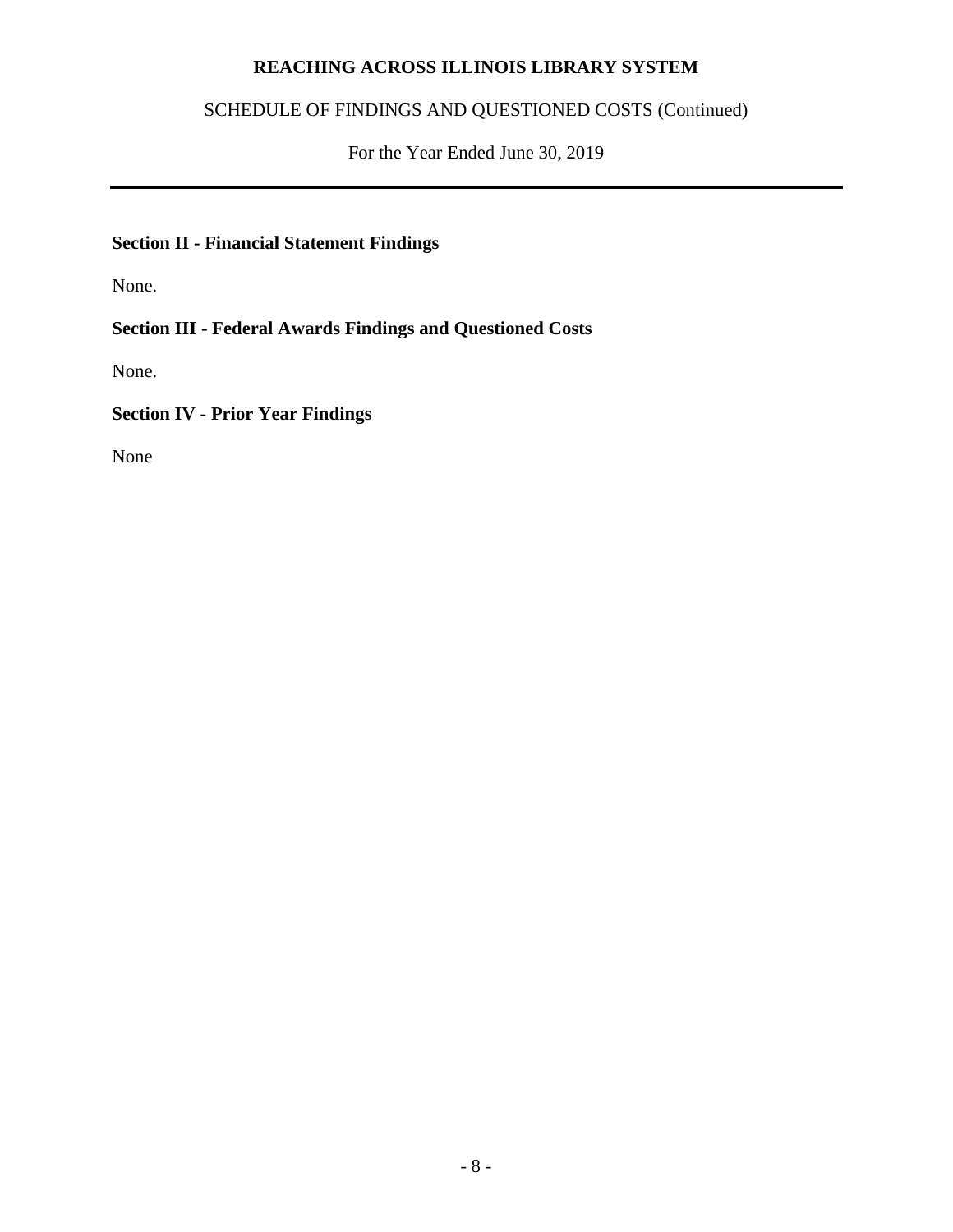# REACHING ACROSS ILLINOIS LIBRARY SYSTEM

SCHEDULE OF FINDINGS AND QUESTIONED COSTS (Continued)

For the Year Ended June 30, 2019

## Section II - Financial Statement Findings

None.

## Section III - Federal Awards Findings and Questioned Costs

None.

## Section IV - Prior Year Findings

None